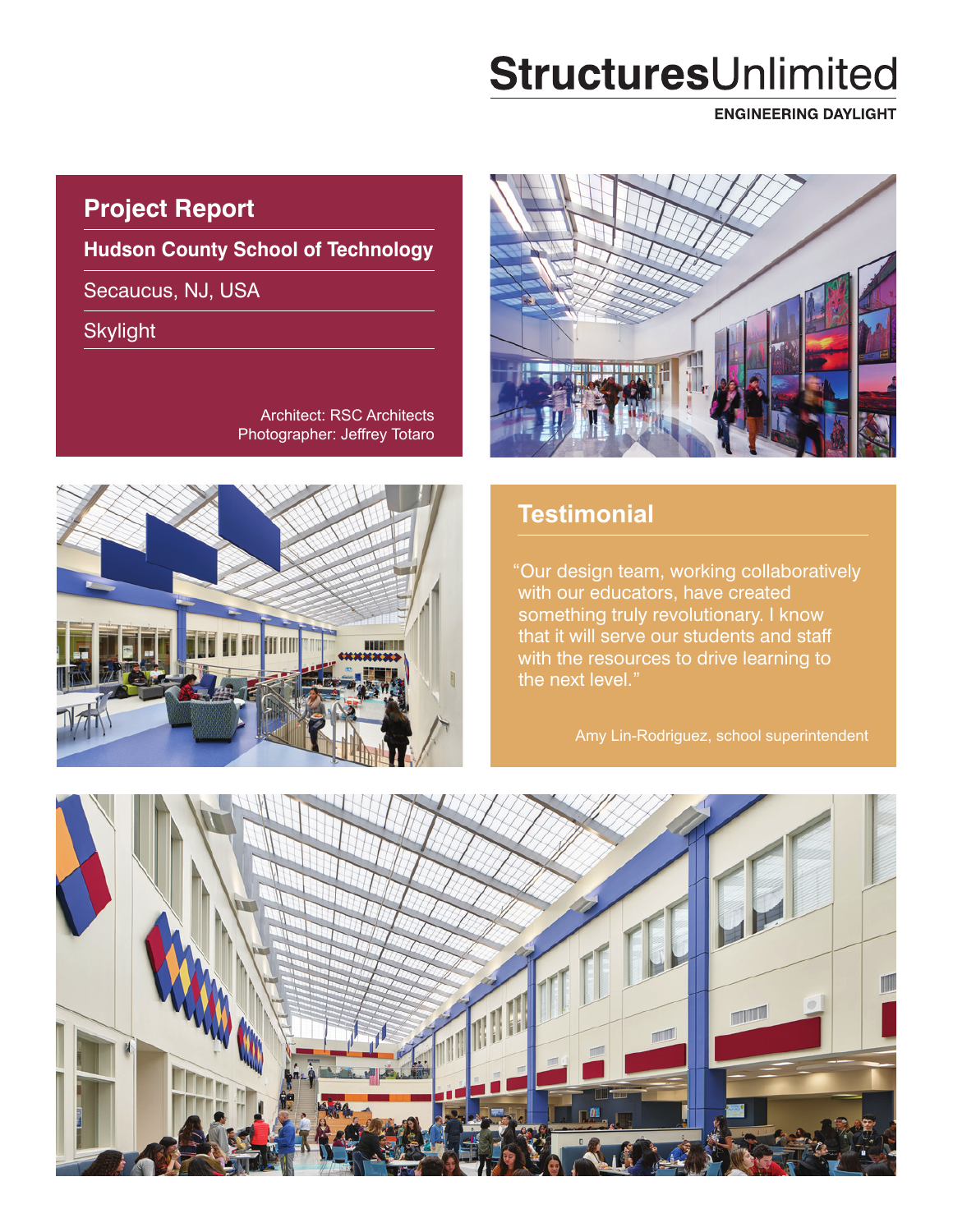# StructuresUnlimited

ENGINEERING DAYLIGHT

## Project Report

**Hudson County School of Technology**

Secaucus, NJ, USA

Skylight

Architect: RSC Architects
Photographer: Jeffrey Totaro

## Testimonial

"Our design team, working collaboratively with our educators, have created something truly revolutionary. I know that it will serve our students and staff with the resources to drive learning to the next level."

Amy Lin-Rodriguez, school superintendent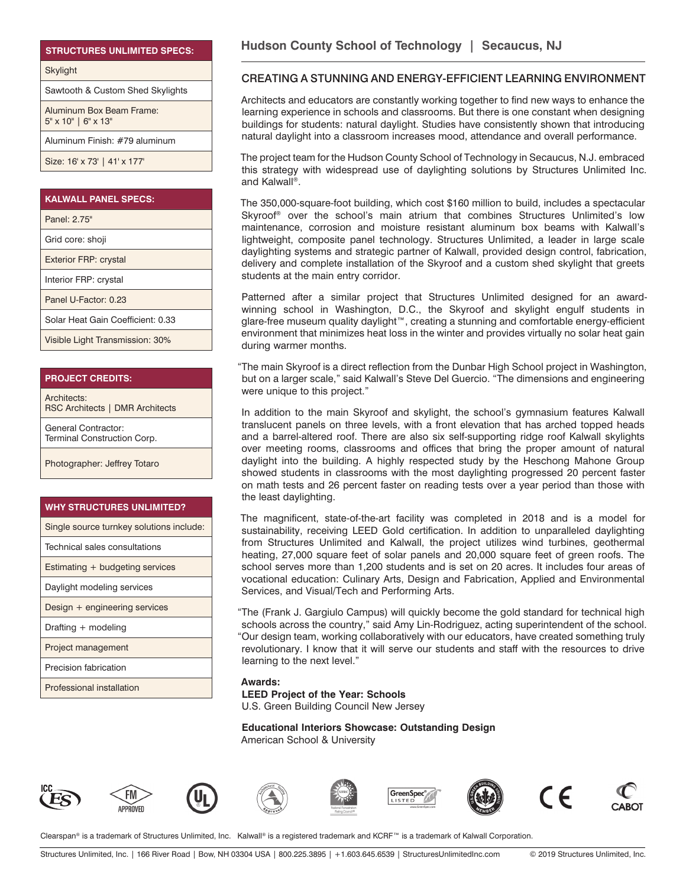## Hudson County School of Technology | Secaucus, NJ

### CREATING A STUNNING AND ENERGY-EFFICIENT LEARNING ENVIRONMENT

Architects and educators are constantly working together to find new ways to enhance the learning experience in schools and classrooms. But there is one constant when designing buildings for students: natural daylight. Studies have consistently shown that introducing natural daylight into a classroom increases mood, attendance and overall performance.

The project team for the Hudson County School of Technology in Secaucus, N.J. embraced this strategy with widespread use of daylighting solutions by Structures Unlimited Inc. and Kalwall®.

The 350,000-square-foot building, which cost $160 million to build, includes a spectacular Skyroof® over the school's main atrium that combines Structures Unlimited's low maintenance, corrosion and moisture resistant aluminum box beams with Kalwall's lightweight, composite panel technology. Structures Unlimited, a leader in large scale daylighting systems and strategic partner of Kalwall, provided design control, fabrication, delivery and complete installation of the Skyroof and a custom shed skylight that greets students at the main entry corridor.

Patterned after a similar project that Structures Unlimited designed for an award-winning school in Washington, D.C., the Skyroof and skylight engulf students in glare-free museum quality daylight™, creating a stunning and comfortable energy-efficient environment that minimizes heat loss in the winter and provides virtually no solar heat gain during warmer months.

"The main Skyroof is a direct reflection from the Dunbar High School project in Washington, but on a larger scale," said Kalwall's Steve Del Guercio. "The dimensions and engineering were unique to this project."

In addition to the main Skyroof and skylight, the school's gymnasium features Kalwall translucent panels on three levels, with a front elevation that has arched topped heads and a barrel-altered roof. There are also six self-supporting ridge roof Kalwall skylights over meeting rooms, classrooms and offices that bring the proper amount of natural daylight into the building. A highly respected study by the Heschong Mahone Group showed students in classrooms with the most daylighting progressed 20 percent faster on math tests and 26 percent faster on reading tests over a year period than those with the least daylighting.

The magnificent, state-of-the-art facility was completed in 2018 and is a model for sustainability, receiving LEED Gold certification. In addition to unparalleled daylighting from Structures Unlimited and Kalwall, the project utilizes wind turbines, geothermal heating, 27,000 square feet of solar panels and 20,000 square feet of green roofs. The school serves more than 1,200 students and is set on 20 acres. It includes four areas of vocational education: Culinary Arts, Design and Fabrication, Applied and Environmental Services, and Visual/Tech and Performing Arts.

"The (Frank J. Gargiulo Campus) will quickly become the gold standard for technical high schools across the country," said Amy Lin-Rodriguez, acting superintendent of the school. "Our design team, working collaboratively with our educators, have created something truly revolutionary. I know that it will serve our students and staff with the resources to drive learning to the next level."

**Awards:**

**LEED Project of the Year: Schools**
U.S. Green Building Council New Jersey

**Educational Interiors Showcase: Outstanding Design**
American School & University

| STRUCTURES UNLIMITED SPECS: |
|---|
| Skylight |
| Sawtooth & Custom Shed Skylights |
| Aluminum Box Beam Frame: 5" x 10" \| 6" x 13" |
| Aluminum Finish: #79 aluminum |
| Size: 16' x 73' \| 41' x 177' |

| KALWALL PANEL SPECS: |
|---|
| Panel: 2.75" |
| Grid core: shoji |
| Exterior FRP: crystal |
| Interior FRP: crystal |
| Panel U-Factor: 0.23 |
| Solar Heat Gain Coefficient: 0.33 |
| Visible Light Transmission: 30% |

| PROJECT CREDITS: |
|---|
| Architects: RSC Architects \| DMR Architects |
| General Contractor: Terminal Construction Corp. |
| Photographer: Jeffrey Totaro |

| WHY STRUCTURES UNLIMITED? |
|---|
| Single source turnkey solutions include: |
| Technical sales consultations |
| Estimating + budgeting services |
| Daylight modeling services |
| Design + engineering services |
| Drafting + modeling |
| Project management |
| Precision fabrication |
| Professional installation |

Clearspan® is a trademark of Structures Unlimited, Inc. Kalwall® is a registered trademark and KCRF™ is a trademark of Kalwall Corporation.

Structures Unlimited, Inc. | 166 River Road | Bow, NH 03304 USA | 800.225.3895 | +1.603.645.6539 | StructuresUnlimitedInc.com © 2019 Structures Unlimited, Inc.